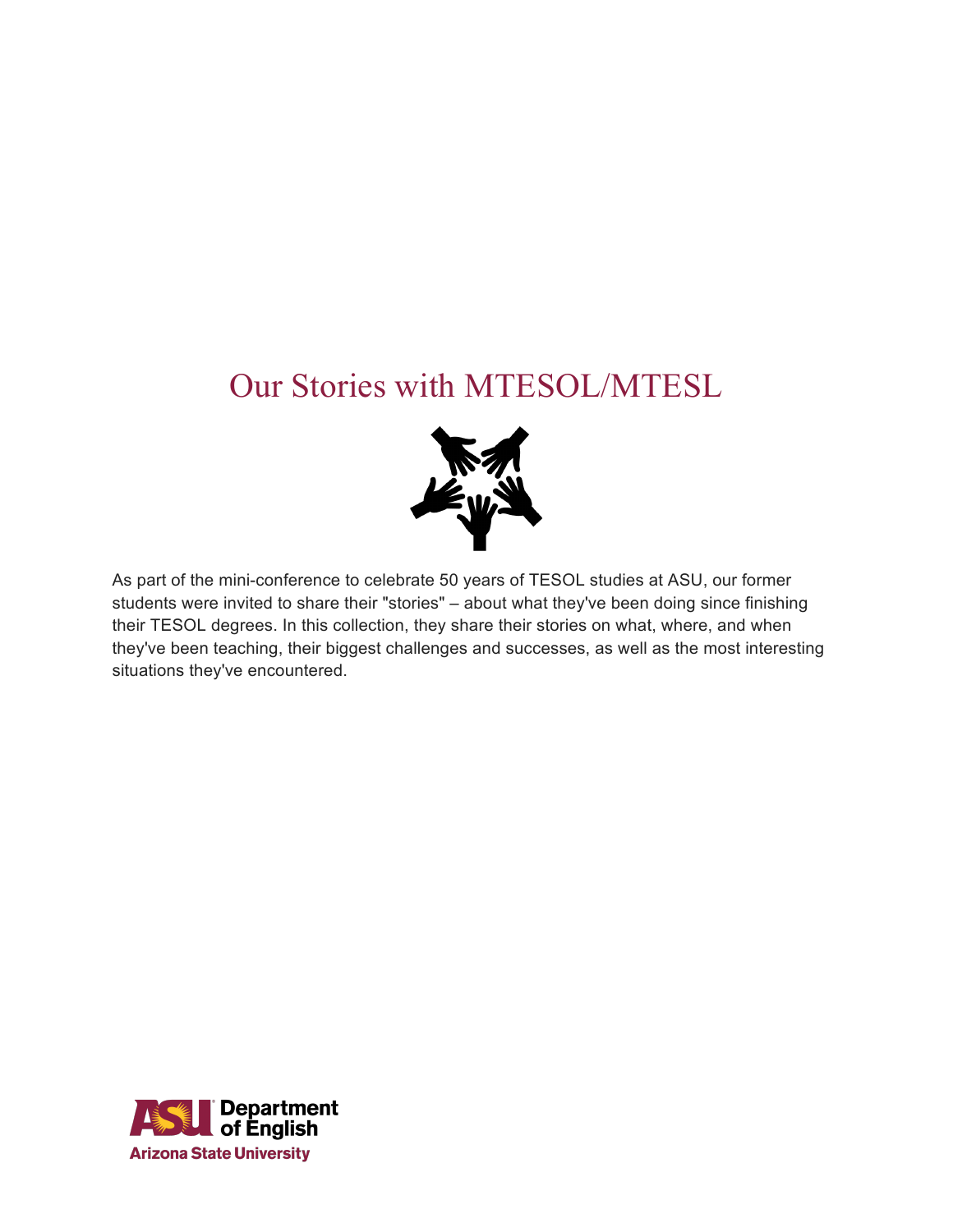# Our Stories with MTESOL/MTESL

As part of the mini-conference to celebrate 50 years of TESOL studies at ASU, our former students were invited to share their "stories" – about what they've been doing since finishing their TESOL degrees. In this collection, they share their stories on what, where, and when they've been teaching, their biggest challenges and successes, as well as the most interesting situations they've encountered.

ASU Department of English
Arizona State University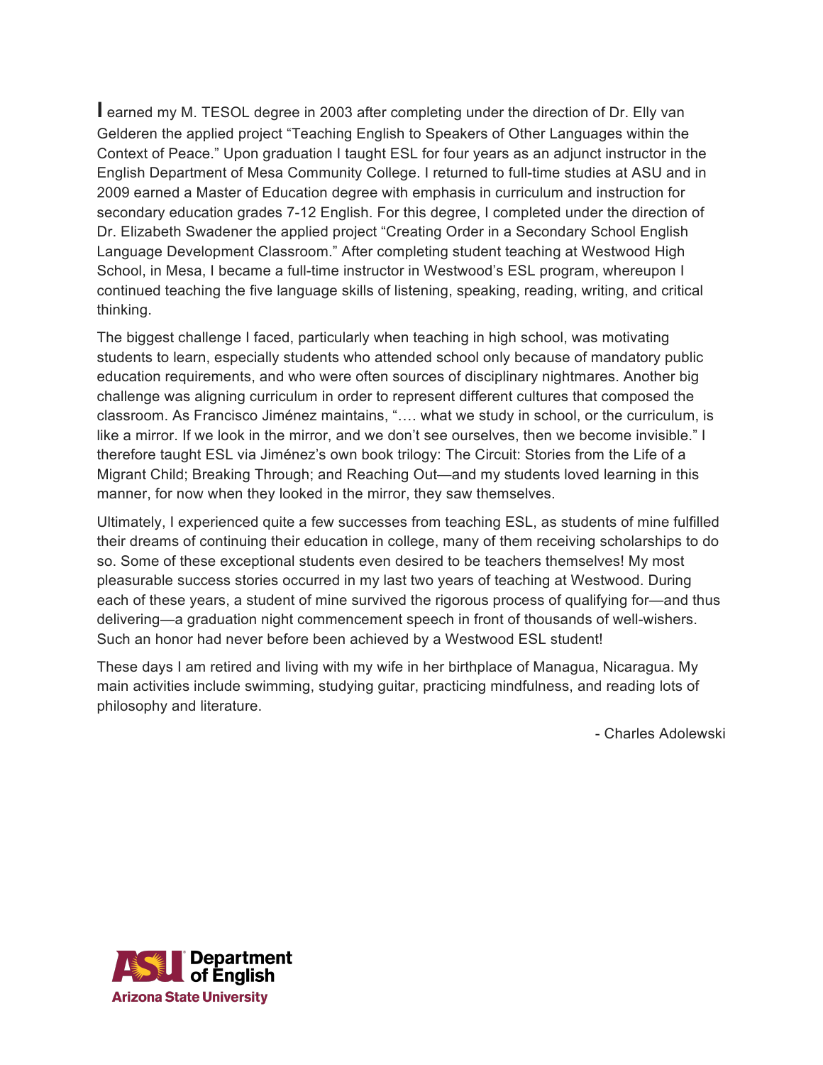I earned my M. TESOL degree in 2003 after completing under the direction of Dr. Elly van Gelderen the applied project "Teaching English to Speakers of Other Languages within the Context of Peace." Upon graduation I taught ESL for four years as an adjunct instructor in the English Department of Mesa Community College. I returned to full-time studies at ASU and in 2009 earned a Master of Education degree with emphasis in curriculum and instruction for secondary education grades 7-12 English. For this degree, I completed under the direction of Dr. Elizabeth Swadener the applied project "Creating Order in a Secondary School English Language Development Classroom." After completing student teaching at Westwood High School, in Mesa, I became a full-time instructor in Westwood's ESL program, whereupon I continued teaching the five language skills of listening, speaking, reading, writing, and critical thinking.

The biggest challenge I faced, particularly when teaching in high school, was motivating students to learn, especially students who attended school only because of mandatory public education requirements, and who were often sources of disciplinary nightmares. Another big challenge was aligning curriculum in order to represent different cultures that composed the classroom. As Francisco Jiménez maintains, "…. what we study in school, or the curriculum, is like a mirror. If we look in the mirror, and we don't see ourselves, then we become invisible." I therefore taught ESL via Jiménez's own book trilogy: The Circuit: Stories from the Life of a Migrant Child; Breaking Through; and Reaching Out—and my students loved learning in this manner, for now when they looked in the mirror, they saw themselves.

Ultimately, I experienced quite a few successes from teaching ESL, as students of mine fulfilled their dreams of continuing their education in college, many of them receiving scholarships to do so. Some of these exceptional students even desired to be teachers themselves! My most pleasurable success stories occurred in my last two years of teaching at Westwood. During each of these years, a student of mine survived the rigorous process of qualifying for—and thus delivering—a graduation night commencement speech in front of thousands of well-wishers. Such an honor had never before been achieved by a Westwood ESL student!

These days I am retired and living with my wife in her birthplace of Managua, Nicaragua. My main activities include swimming, studying guitar, practicing mindfulness, and reading lots of philosophy and literature.

- Charles Adolewski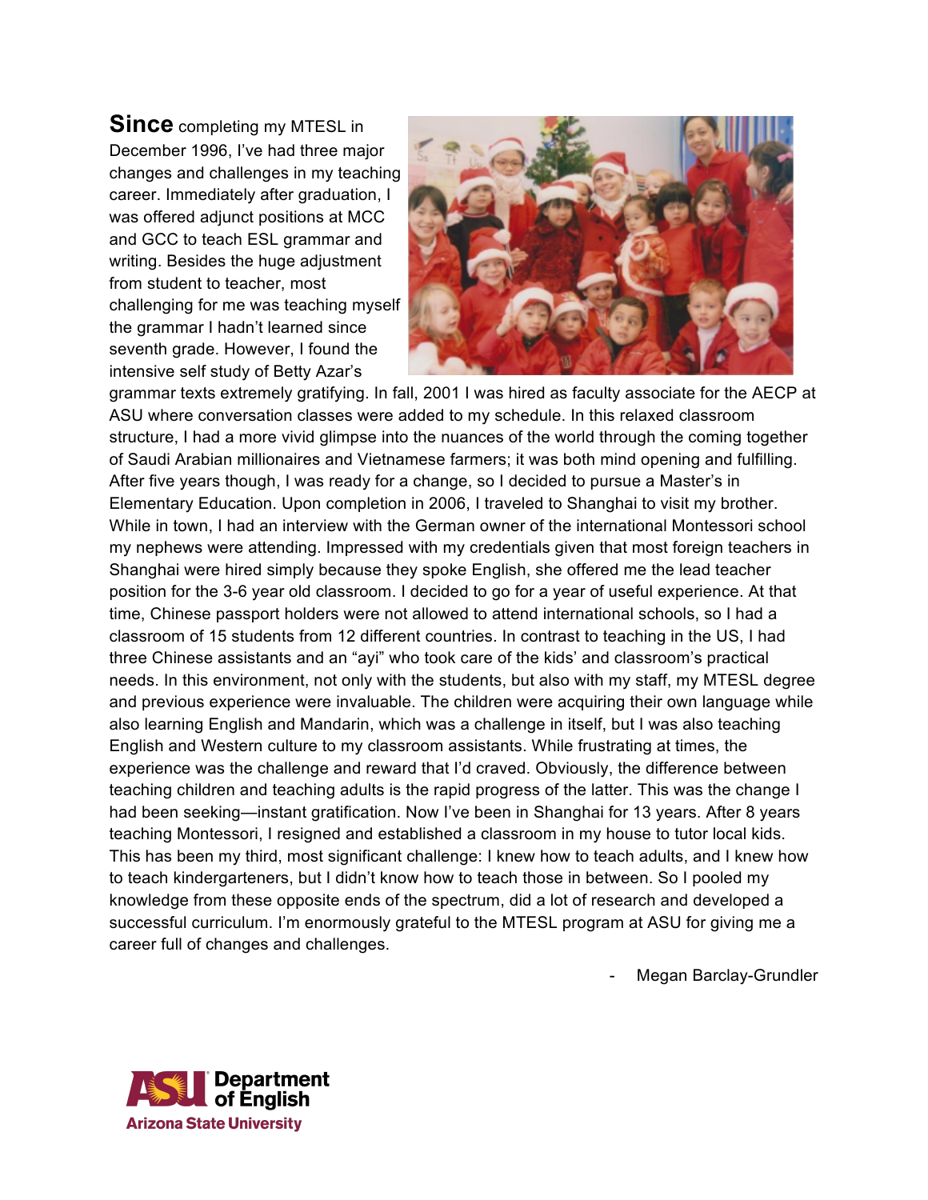**Since** completing my MTESL in December 1996, I've had three major changes and challenges in my teaching career. Immediately after graduation, I was offered adjunct positions at MCC and GCC to teach ESL grammar and writing. Besides the huge adjustment from student to teacher, most challenging for me was teaching myself the grammar I hadn't learned since seventh grade. However, I found the intensive self study of Betty Azar's grammar texts extremely gratifying. In fall, 2001 I was hired as faculty associate for the AECP at ASU where conversation classes were added to my schedule. In this relaxed classroom structure, I had a more vivid glimpse into the nuances of the world through the coming together of Saudi Arabian millionaires and Vietnamese farmers; it was both mind opening and fulfilling. After five years though, I was ready for a change, so I decided to pursue a Master's in Elementary Education. Upon completion in 2006, I traveled to Shanghai to visit my brother. While in town, I had an interview with the German owner of the international Montessori school my nephews were attending. Impressed with my credentials given that most foreign teachers in Shanghai were hired simply because they spoke English, she offered me the lead teacher position for the 3-6 year old classroom. I decided to go for a year of useful experience. At that time, Chinese passport holders were not allowed to attend international schools, so I had a classroom of 15 students from 12 different countries. In contrast to teaching in the US, I had three Chinese assistants and an "ayi" who took care of the kids' and classroom's practical needs. In this environment, not only with the students, but also with my staff, my MTESL degree and previous experience were invaluable. The children were acquiring their own language while also learning English and Mandarin, which was a challenge in itself, but I was also teaching English and Western culture to my classroom assistants. While frustrating at times, the experience was the challenge and reward that I'd craved. Obviously, the difference between teaching children and teaching adults is the rapid progress of the latter. This was the change I had been seeking—instant gratification. Now I've been in Shanghai for 13 years. After 8 years teaching Montessori, I resigned and established a classroom in my house to tutor local kids. This has been my third, most significant challenge: I knew how to teach adults, and I knew how to teach kindergarteners, but I didn't know how to teach those in between. So I pooled my knowledge from these opposite ends of the spectrum, did a lot of research and developed a successful curriculum. I'm enormously grateful to the MTESL program at ASU for giving me a career full of changes and challenges.

- Megan Barclay-Grundler

ASU Department of English
Arizona State University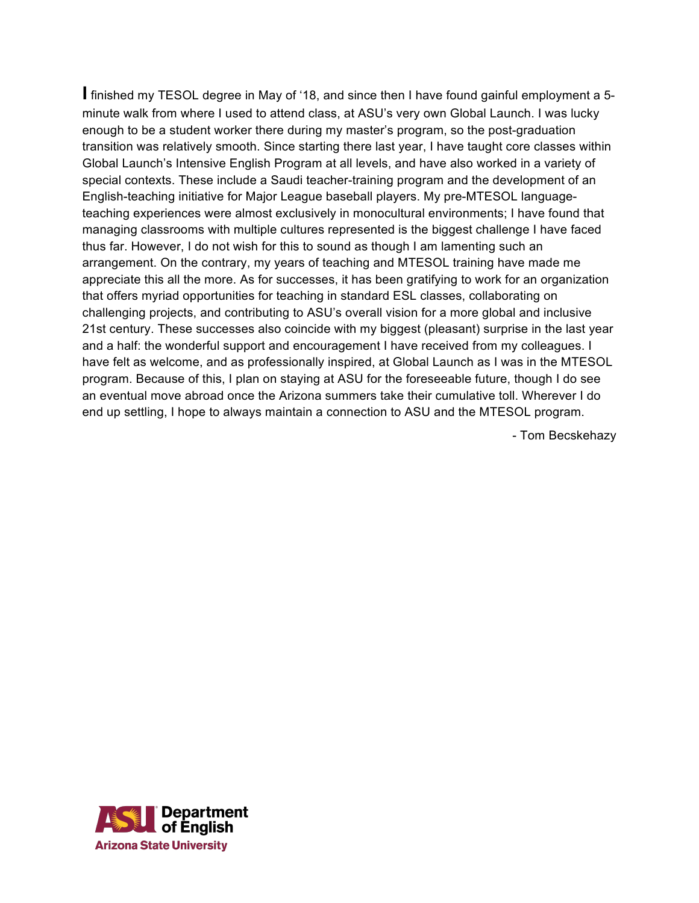I finished my TESOL degree in May of '18, and since then I have found gainful employment a 5-minute walk from where I used to attend class, at ASU's very own Global Launch. I was lucky enough to be a student worker there during my master's program, so the post-graduation transition was relatively smooth. Since starting there last year, I have taught core classes within Global Launch's Intensive English Program at all levels, and have also worked in a variety of special contexts. These include a Saudi teacher-training program and the development of an English-teaching initiative for Major League baseball players. My pre-MTESOL language-teaching experiences were almost exclusively in monocultural environments; I have found that managing classrooms with multiple cultures represented is the biggest challenge I have faced thus far. However, I do not wish for this to sound as though I am lamenting such an arrangement. On the contrary, my years of teaching and MTESOL training have made me appreciate this all the more. As for successes, it has been gratifying to work for an organization that offers myriad opportunities for teaching in standard ESL classes, collaborating on challenging projects, and contributing to ASU's overall vision for a more global and inclusive 21st century. These successes also coincide with my biggest (pleasant) surprise in the last year and a half: the wonderful support and encouragement I have received from my colleagues. I have felt as welcome, and as professionally inspired, at Global Launch as I was in the MTESOL program. Because of this, I plan on staying at ASU for the foreseeable future, though I do see an eventual move abroad once the Arizona summers take their cumulative toll. Wherever I do end up settling, I hope to always maintain a connection to ASU and the MTESOL program.

- Tom Becskehazy

ASU Department of English
Arizona State University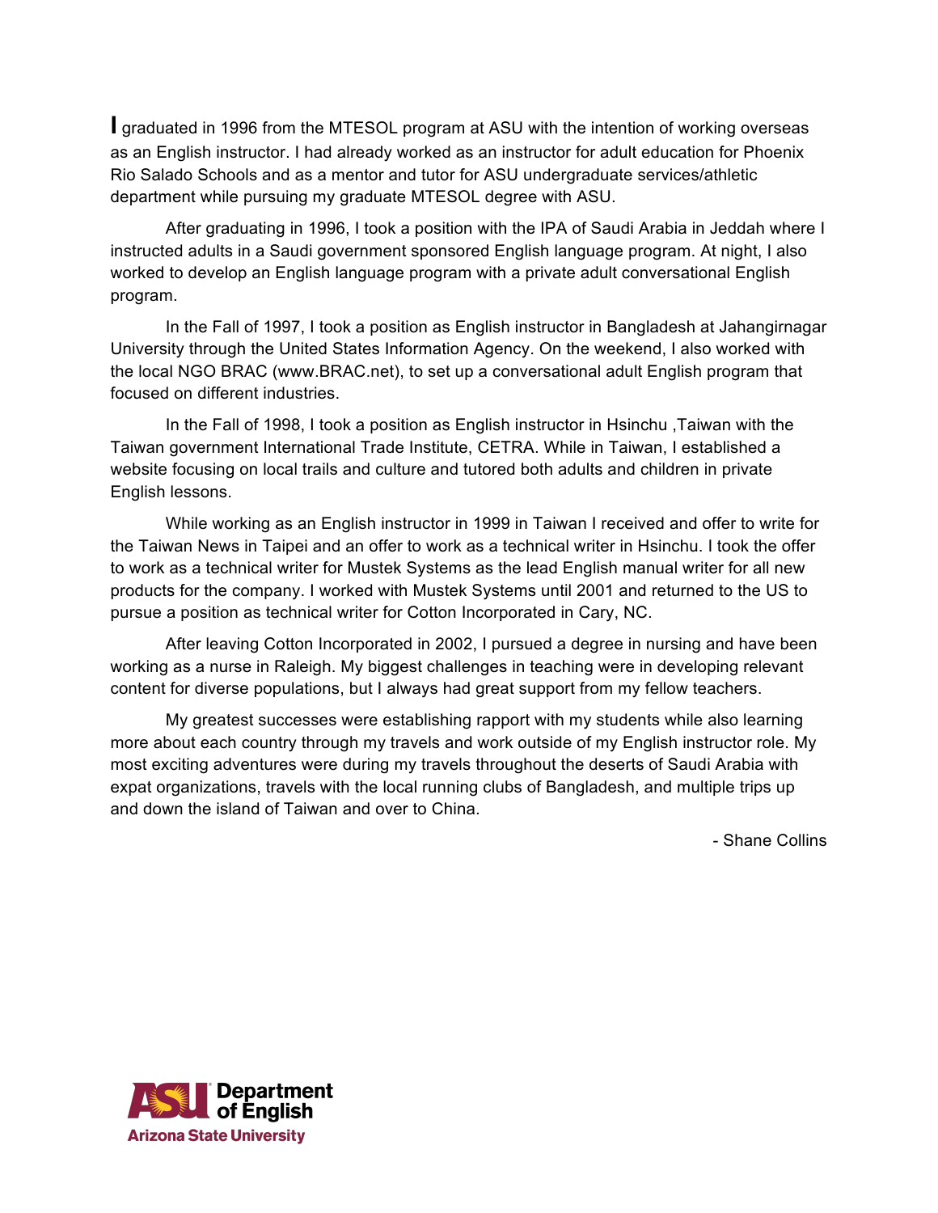I graduated in 1996 from the MTESOL program at ASU with the intention of working overseas as an English instructor. I had already worked as an instructor for adult education for Phoenix Rio Salado Schools and as a mentor and tutor for ASU undergraduate services/athletic department while pursuing my graduate MTESOL degree with ASU.

After graduating in 1996, I took a position with the IPA of Saudi Arabia in Jeddah where I instructed adults in a Saudi government sponsored English language program. At night, I also worked to develop an English language program with a private adult conversational English program.

In the Fall of 1997, I took a position as English instructor in Bangladesh at Jahangirnagar University through the United States Information Agency. On the weekend, I also worked with the local NGO BRAC (www.BRAC.net), to set up a conversational adult English program that focused on different industries.

In the Fall of 1998, I took a position as English instructor in Hsinchu ,Taiwan with the Taiwan government International Trade Institute, CETRA. While in Taiwan, I established a website focusing on local trails and culture and tutored both adults and children in private English lessons.

While working as an English instructor in 1999 in Taiwan I received and offer to write for the Taiwan News in Taipei and an offer to work as a technical writer in Hsinchu. I took the offer to work as a technical writer for Mustek Systems as the lead English manual writer for all new products for the company. I worked with Mustek Systems until 2001 and returned to the US to pursue a position as technical writer for Cotton Incorporated in Cary, NC.

After leaving Cotton Incorporated in 2002, I pursued a degree in nursing and have been working as a nurse in Raleigh. My biggest challenges in teaching were in developing relevant content for diverse populations, but I always had great support from my fellow teachers.

My greatest successes were establishing rapport with my students while also learning more about each country through my travels and work outside of my English instructor role. My most exciting adventures were during my travels throughout the deserts of Saudi Arabia with expat organizations, travels with the local running clubs of Bangladesh, and multiple trips up and down the island of Taiwan and over to China.

- Shane Collins

ASU Department of English
Arizona State University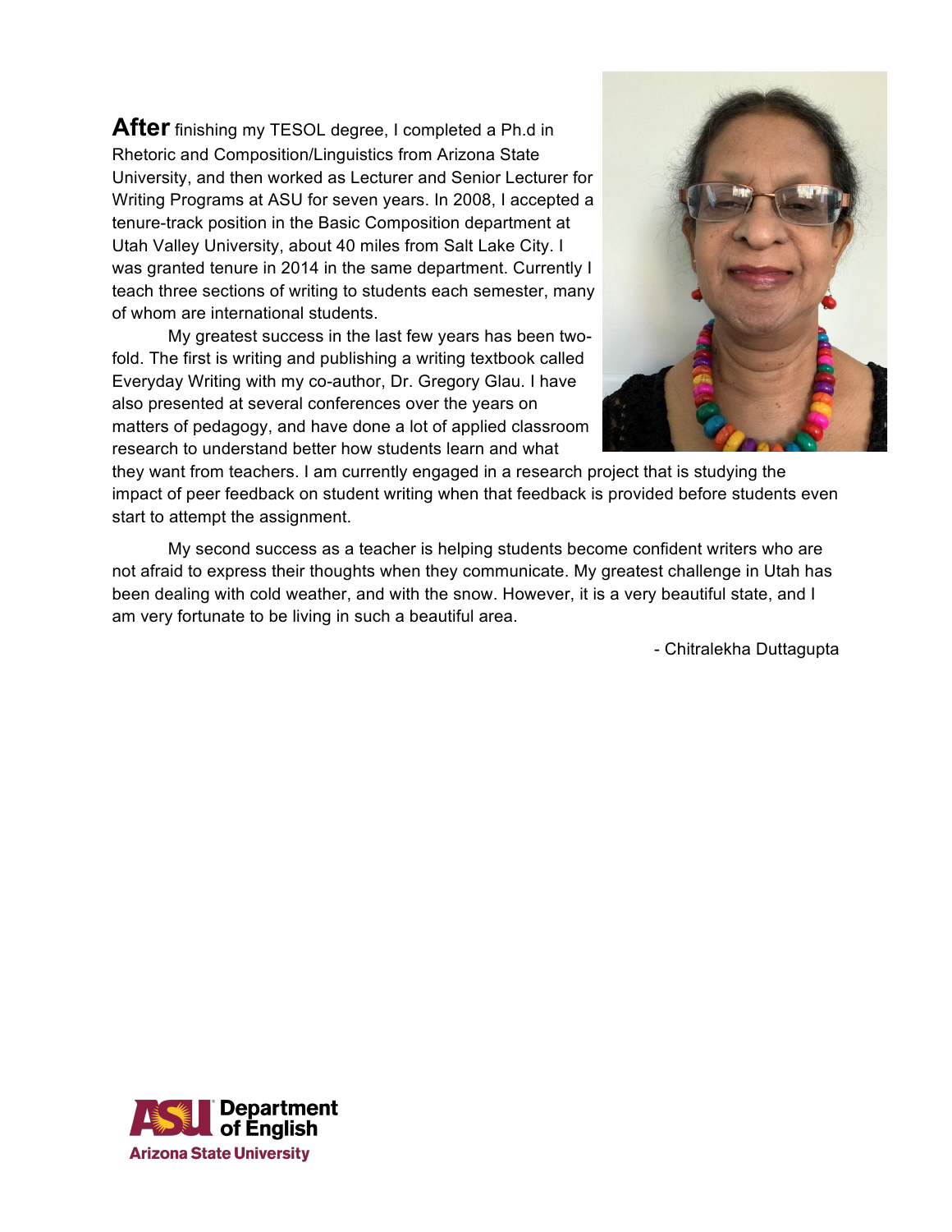**After** finishing my TESOL degree, I completed a Ph.d in Rhetoric and Composition/Linguistics from Arizona State University, and then worked as Lecturer and Senior Lecturer for Writing Programs at ASU for seven years. In 2008, I accepted a tenure-track position in the Basic Composition department at Utah Valley University, about 40 miles from Salt Lake City. I was granted tenure in 2014 in the same department. Currently I teach three sections of writing to students each semester, many of whom are international students.

My greatest success in the last few years has been two-fold. The first is writing and publishing a writing textbook called Everyday Writing with my co-author, Dr. Gregory Glau. I have also presented at several conferences over the years on matters of pedagogy, and have done a lot of applied classroom research to understand better how students learn and what they want from teachers. I am currently engaged in a research project that is studying the impact of peer feedback on student writing when that feedback is provided before students even start to attempt the assignment.

My second success as a teacher is helping students become confident writers who are not afraid to express their thoughts when they communicate. My greatest challenge in Utah has been dealing with cold weather, and with the snow. However, it is a very beautiful state, and I am very fortunate to be living in such a beautiful area.

- Chitralekha Duttagupta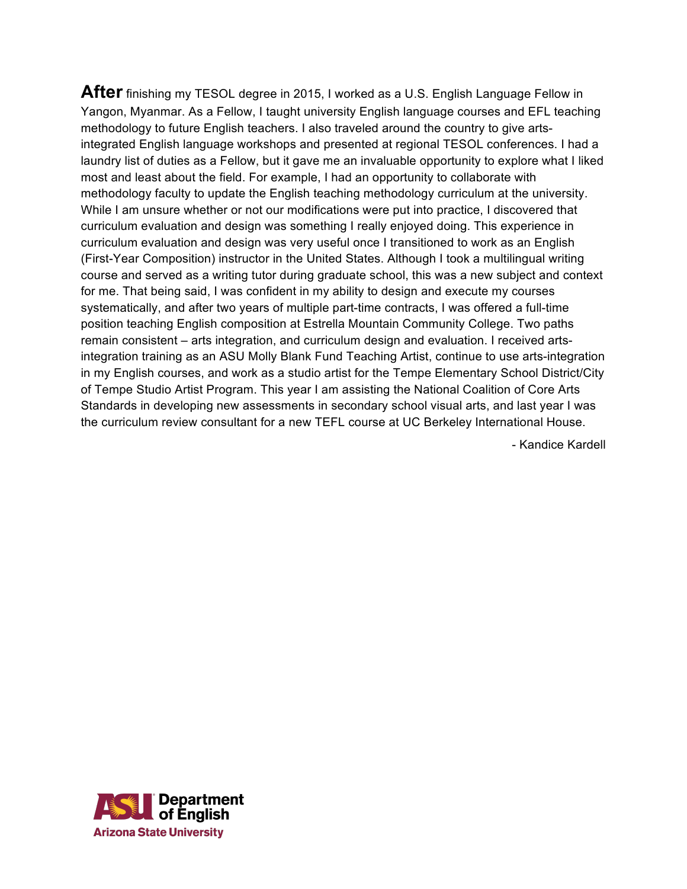**After** finishing my TESOL degree in 2015, I worked as a U.S. English Language Fellow in Yangon, Myanmar. As a Fellow, I taught university English language courses and EFL teaching methodology to future English teachers. I also traveled around the country to give arts-integrated English language workshops and presented at regional TESOL conferences. I had a laundry list of duties as a Fellow, but it gave me an invaluable opportunity to explore what I liked most and least about the field. For example, I had an opportunity to collaborate with methodology faculty to update the English teaching methodology curriculum at the university. While I am unsure whether or not our modifications were put into practice, I discovered that curriculum evaluation and design was something I really enjoyed doing. This experience in curriculum evaluation and design was very useful once I transitioned to work as an English (First-Year Composition) instructor in the United States. Although I took a multilingual writing course and served as a writing tutor during graduate school, this was a new subject and context for me. That being said, I was confident in my ability to design and execute my courses systematically, and after two years of multiple part-time contracts, I was offered a full-time position teaching English composition at Estrella Mountain Community College. Two paths remain consistent – arts integration, and curriculum design and evaluation. I received arts-integration training as an ASU Molly Blank Fund Teaching Artist, continue to use arts-integration in my English courses, and work as a studio artist for the Tempe Elementary School District/City of Tempe Studio Artist Program. This year I am assisting the National Coalition of Core Arts Standards in developing new assessments in secondary school visual arts, and last year I was the curriculum review consultant for a new TEFL course at UC Berkeley International House.

- Kandice Kardell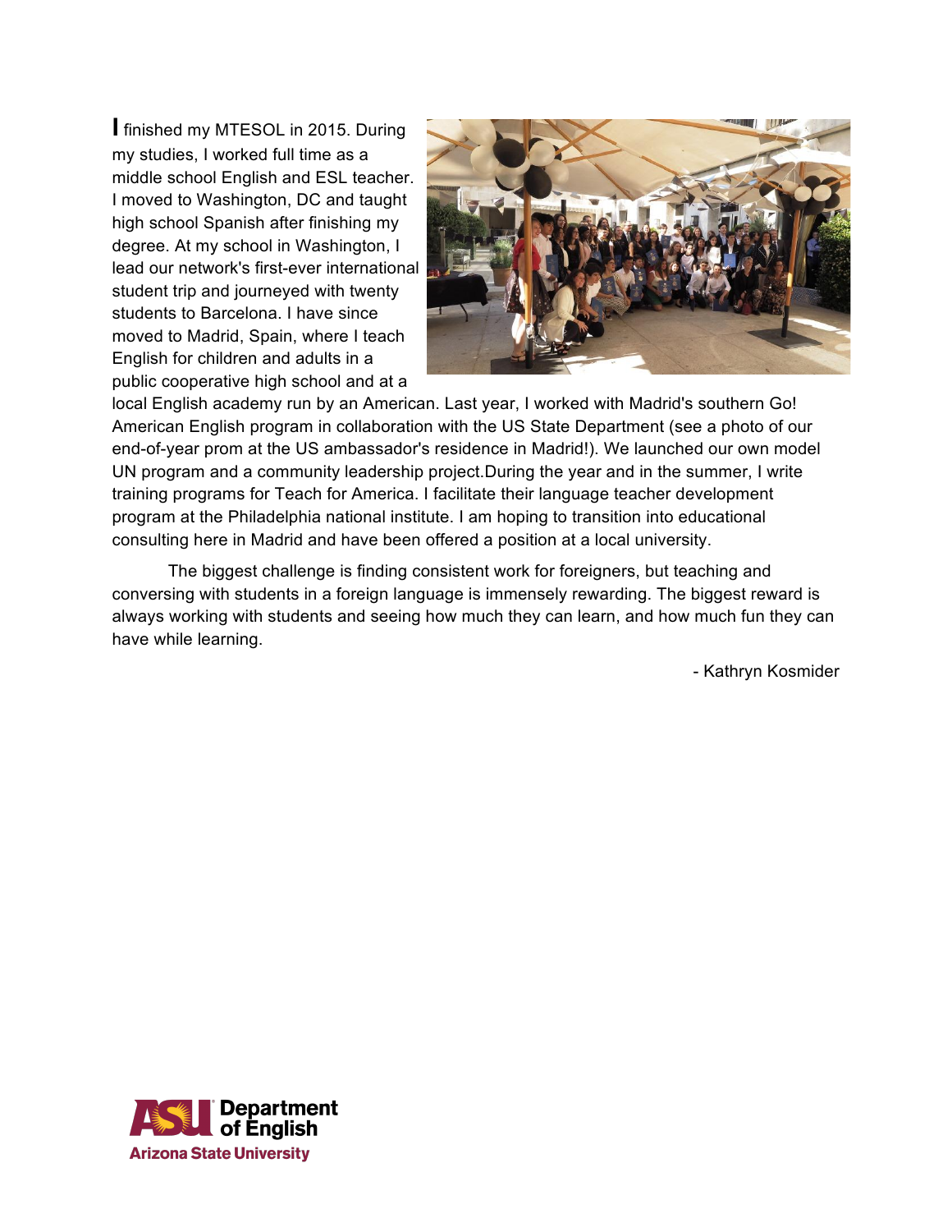I finished my MTESOL in 2015. During my studies, I worked full time as a middle school English and ESL teacher. I moved to Washington, DC and taught high school Spanish after finishing my degree. At my school in Washington, I lead our network's first-ever international student trip and journeyed with twenty students to Barcelona. I have since moved to Madrid, Spain, where I teach English for children and adults in a public cooperative high school and at a local English academy run by an American. Last year, I worked with Madrid's southern Go! American English program in collaboration with the US State Department (see a photo of our end-of-year prom at the US ambassador's residence in Madrid!). We launched our own model UN program and a community leadership project.During the year and in the summer, I write training programs for Teach for America. I facilitate their language teacher development program at the Philadelphia national institute. I am hoping to transition into educational consulting here in Madrid and have been offered a position at a local university.

The biggest challenge is finding consistent work for foreigners, but teaching and conversing with students in a foreign language is immensely rewarding. The biggest reward is always working with students and seeing how much they can learn, and how much fun they can have while learning.

- Kathryn Kosmider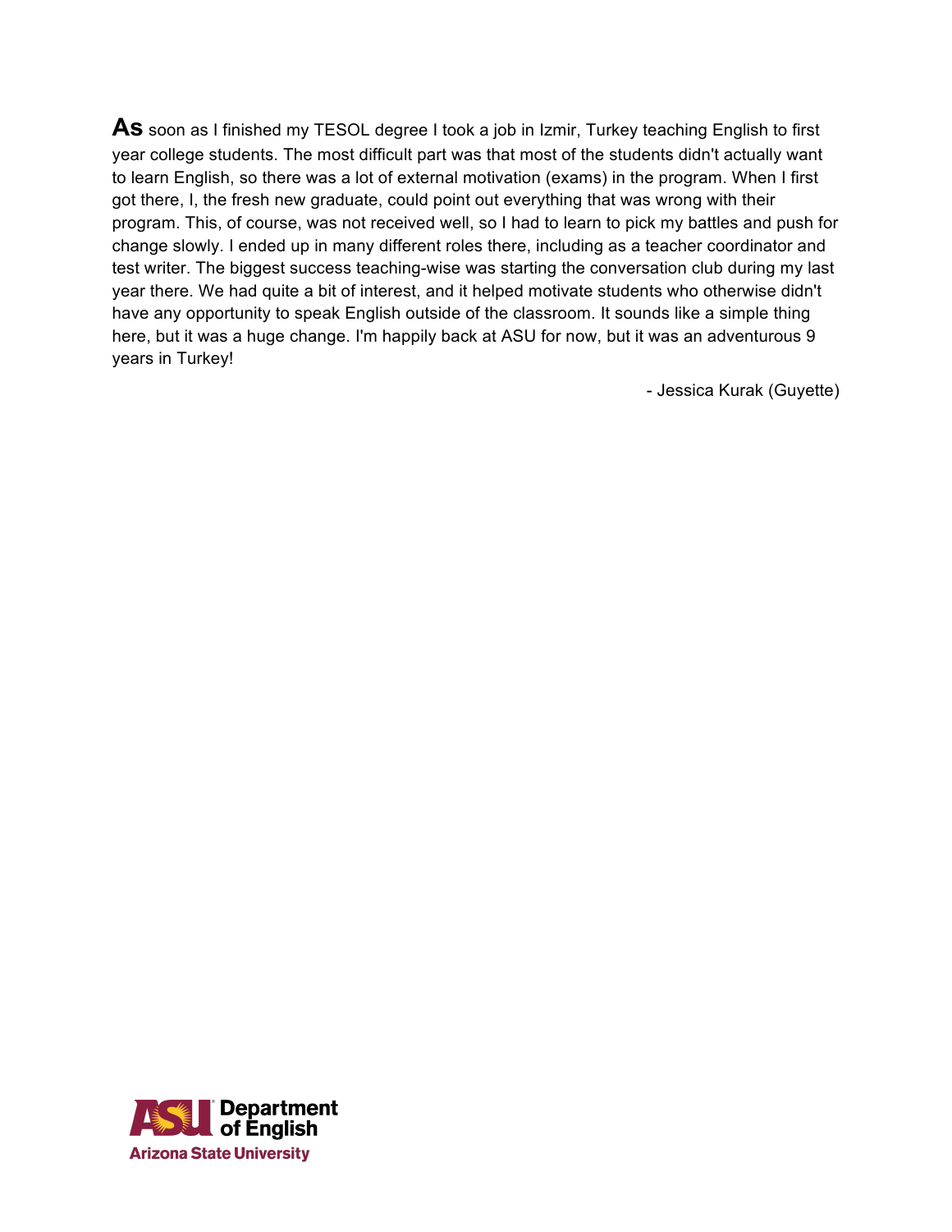**As** soon as I finished my TESOL degree I took a job in Izmir, Turkey teaching English to first year college students. The most difficult part was that most of the students didn't actually want to learn English, so there was a lot of external motivation (exams) in the program. When I first got there, I, the fresh new graduate, could point out everything that was wrong with their program. This, of course, was not received well, so I had to learn to pick my battles and push for change slowly. I ended up in many different roles there, including as a teacher coordinator and test writer. The biggest success teaching-wise was starting the conversation club during my last year there. We had quite a bit of interest, and it helped motivate students who otherwise didn't have any opportunity to speak English outside of the classroom. It sounds like a simple thing here, but it was a huge change. I'm happily back at ASU for now, but it was an adventurous 9 years in Turkey!

- Jessica Kurak (Guyette)

ASU Department of English
Arizona State University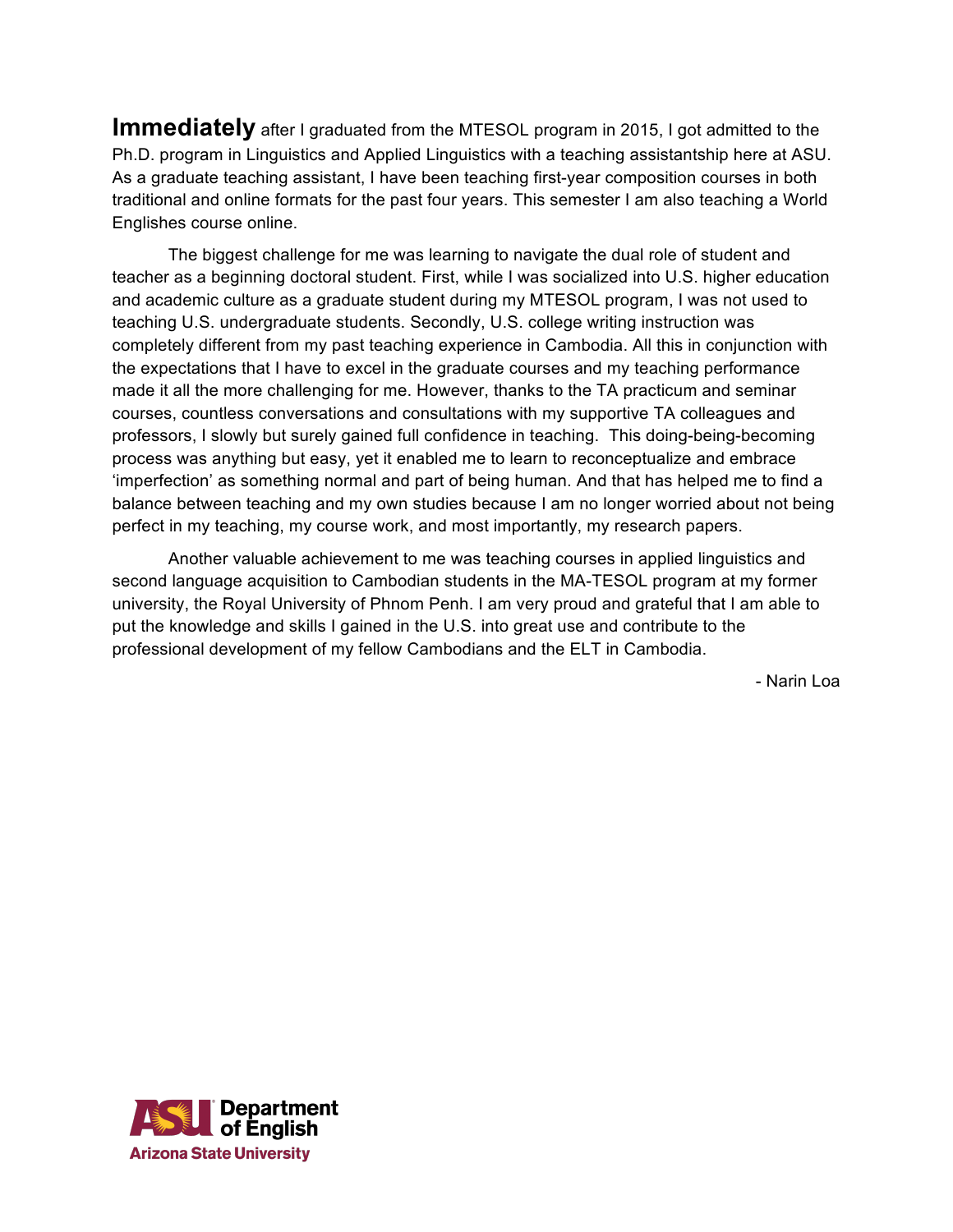**Immediately** after I graduated from the MTESOL program in 2015, I got admitted to the Ph.D. program in Linguistics and Applied Linguistics with a teaching assistantship here at ASU. As a graduate teaching assistant, I have been teaching first-year composition courses in both traditional and online formats for the past four years. This semester I am also teaching a World Englishes course online.

The biggest challenge for me was learning to navigate the dual role of student and teacher as a beginning doctoral student. First, while I was socialized into U.S. higher education and academic culture as a graduate student during my MTESOL program, I was not used to teaching U.S. undergraduate students. Secondly, U.S. college writing instruction was completely different from my past teaching experience in Cambodia. All this in conjunction with the expectations that I have to excel in the graduate courses and my teaching performance made it all the more challenging for me. However, thanks to the TA practicum and seminar courses, countless conversations and consultations with my supportive TA colleagues and professors, I slowly but surely gained full confidence in teaching. This doing-being-becoming process was anything but easy, yet it enabled me to learn to reconceptualize and embrace 'imperfection' as something normal and part of being human. And that has helped me to find a balance between teaching and my own studies because I am no longer worried about not being perfect in my teaching, my course work, and most importantly, my research papers.

Another valuable achievement to me was teaching courses in applied linguistics and second language acquisition to Cambodian students in the MA-TESOL program at my former university, the Royal University of Phnom Penh. I am very proud and grateful that I am able to put the knowledge and skills I gained in the U.S. into great use and contribute to the professional development of my fellow Cambodians and the ELT in Cambodia.

- Narin Loa

ASU Department of English
Arizona State University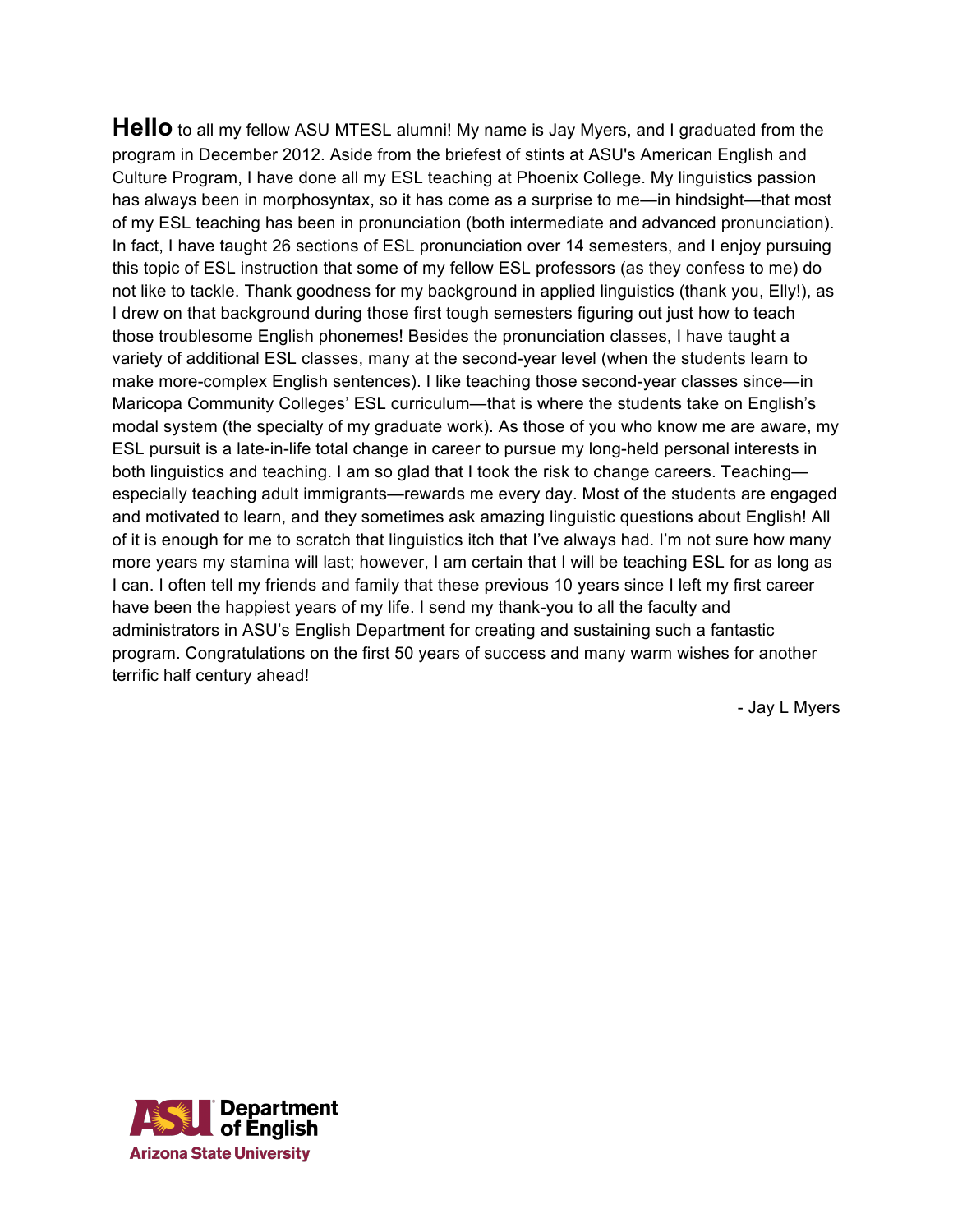**Hello** to all my fellow ASU MTESL alumni! My name is Jay Myers, and I graduated from the program in December 2012. Aside from the briefest of stints at ASU's American English and Culture Program, I have done all my ESL teaching at Phoenix College. My linguistics passion has always been in morphosyntax, so it has come as a surprise to me—in hindsight—that most of my ESL teaching has been in pronunciation (both intermediate and advanced pronunciation). In fact, I have taught 26 sections of ESL pronunciation over 14 semesters, and I enjoy pursuing this topic of ESL instruction that some of my fellow ESL professors (as they confess to me) do not like to tackle. Thank goodness for my background in applied linguistics (thank you, Elly!), as I drew on that background during those first tough semesters figuring out just how to teach those troublesome English phonemes! Besides the pronunciation classes, I have taught a variety of additional ESL classes, many at the second-year level (when the students learn to make more-complex English sentences). I like teaching those second-year classes since—in Maricopa Community Colleges' ESL curriculum—that is where the students take on English's modal system (the specialty of my graduate work). As those of you who know me are aware, my ESL pursuit is a late-in-life total change in career to pursue my long-held personal interests in both linguistics and teaching. I am so glad that I took the risk to change careers. Teaching—especially teaching adult immigrants—rewards me every day. Most of the students are engaged and motivated to learn, and they sometimes ask amazing linguistic questions about English! All of it is enough for me to scratch that linguistics itch that I've always had. I'm not sure how many more years my stamina will last; however, I am certain that I will be teaching ESL for as long as I can. I often tell my friends and family that these previous 10 years since I left my first career have been the happiest years of my life. I send my thank-you to all the faculty and administrators in ASU's English Department for creating and sustaining such a fantastic program. Congratulations on the first 50 years of success and many warm wishes for another terrific half century ahead!

- Jay L Myers

ASU Department of English
Arizona State University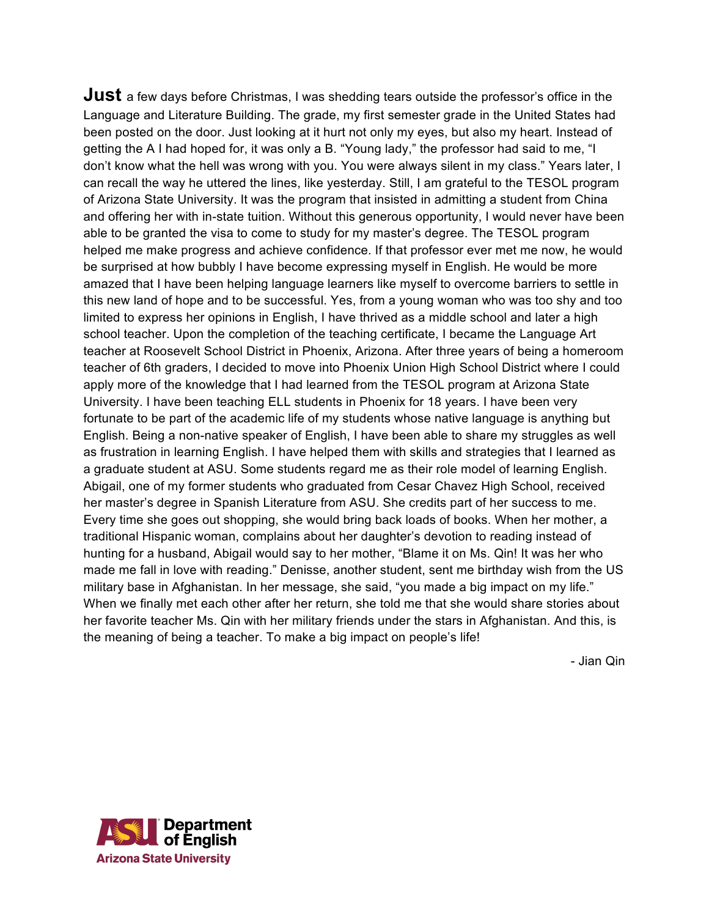**Just** a few days before Christmas, I was shedding tears outside the professor's office in the Language and Literature Building. The grade, my first semester grade in the United States had been posted on the door. Just looking at it hurt not only my eyes, but also my heart. Instead of getting the A I had hoped for, it was only a B. "Young lady," the professor had said to me, "I don't know what the hell was wrong with you. You were always silent in my class." Years later, I can recall the way he uttered the lines, like yesterday. Still, I am grateful to the TESOL program of Arizona State University. It was the program that insisted in admitting a student from China and offering her with in-state tuition. Without this generous opportunity, I would never have been able to be granted the visa to come to study for my master's degree. The TESOL program helped me make progress and achieve confidence. If that professor ever met me now, he would be surprised at how bubbly I have become expressing myself in English. He would be more amazed that I have been helping language learners like myself to overcome barriers to settle in this new land of hope and to be successful. Yes, from a young woman who was too shy and too limited to express her opinions in English, I have thrived as a middle school and later a high school teacher. Upon the completion of the teaching certificate, I became the Language Art teacher at Roosevelt School District in Phoenix, Arizona. After three years of being a homeroom teacher of 6th graders, I decided to move into Phoenix Union High School District where I could apply more of the knowledge that I had learned from the TESOL program at Arizona State University. I have been teaching ELL students in Phoenix for 18 years. I have been very fortunate to be part of the academic life of my students whose native language is anything but English. Being a non-native speaker of English, I have been able to share my struggles as well as frustration in learning English. I have helped them with skills and strategies that I learned as a graduate student at ASU. Some students regard me as their role model of learning English. Abigail, one of my former students who graduated from Cesar Chavez High School, received her master's degree in Spanish Literature from ASU. She credits part of her success to me. Every time she goes out shopping, she would bring back loads of books. When her mother, a traditional Hispanic woman, complains about her daughter's devotion to reading instead of hunting for a husband, Abigail would say to her mother, "Blame it on Ms. Qin! It was her who made me fall in love with reading." Denisse, another student, sent me birthday wish from the US military base in Afghanistan. In her message, she said, "you made a big impact on my life." When we finally met each other after her return, she told me that she would share stories about her favorite teacher Ms. Qin with her military friends under the stars in Afghanistan. And this, is the meaning of being a teacher. To make a big impact on people's life!

- Jian Qin

ASU Department of English
Arizona State University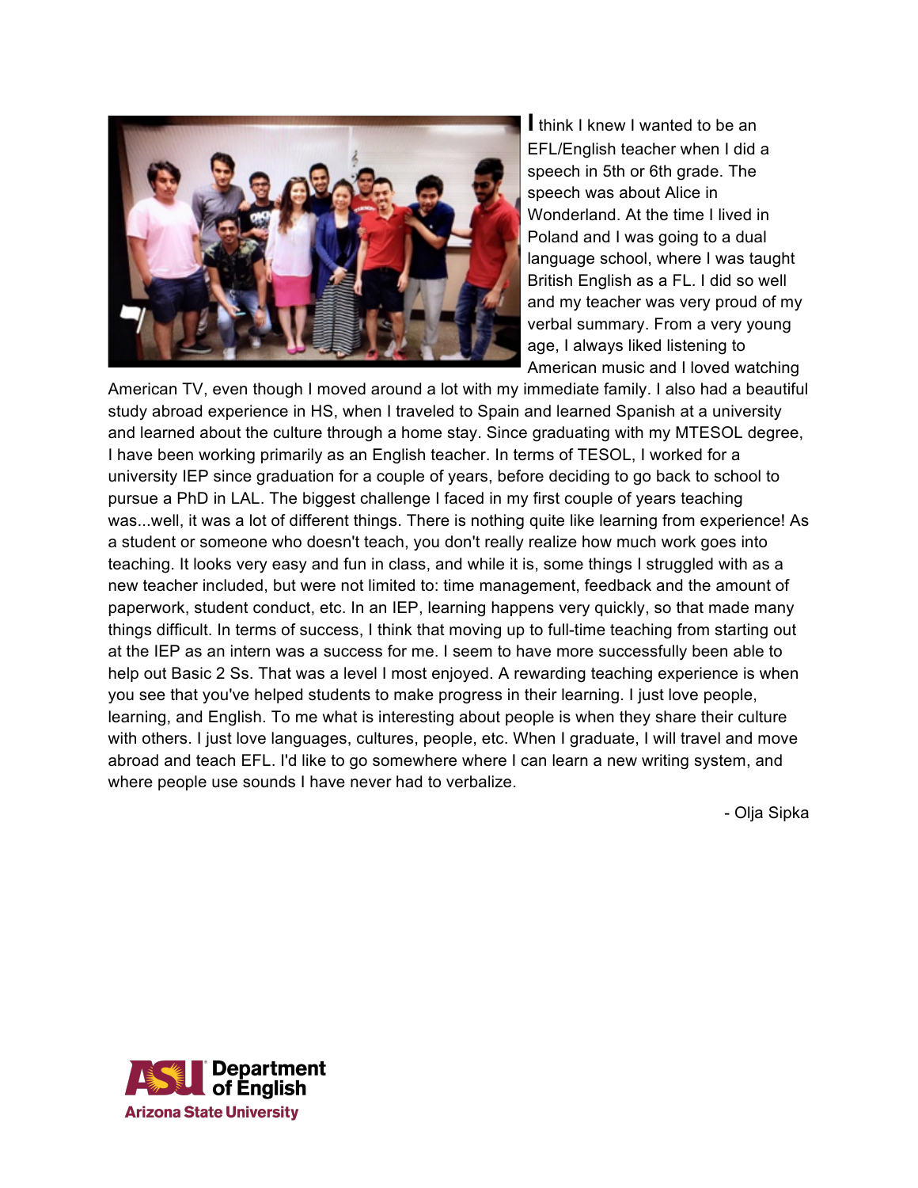I think I knew I wanted to be an EFL/English teacher when I did a speech in 5th or 6th grade. The speech was about Alice in Wonderland. At the time I lived in Poland and I was going to a dual language school, where I was taught British English as a FL. I did so well and my teacher was very proud of my verbal summary. From a very young age, I always liked listening to American music and I loved watching American TV, even though I moved around a lot with my immediate family. I also had a beautiful study abroad experience in HS, when I traveled to Spain and learned Spanish at a university and learned about the culture through a home stay. Since graduating with my MTESOL degree, I have been working primarily as an English teacher. In terms of TESOL, I worked for a university IEP since graduation for a couple of years, before deciding to go back to school to pursue a PhD in LAL. The biggest challenge I faced in my first couple of years teaching was...well, it was a lot of different things. There is nothing quite like learning from experience! As a student or someone who doesn't teach, you don't really realize how much work goes into teaching. It looks very easy and fun in class, and while it is, some things I struggled with as a new teacher included, but were not limited to: time management, feedback and the amount of paperwork, student conduct, etc. In an IEP, learning happens very quickly, so that made many things difficult. In terms of success, I think that moving up to full-time teaching from starting out at the IEP as an intern was a success for me. I seem to have more successfully been able to help out Basic 2 Ss. That was a level I most enjoyed. A rewarding teaching experience is when you see that you've helped students to make progress in their learning. I just love people, learning, and English. To me what is interesting about people is when they share their culture with others. I just love languages, cultures, people, etc. When I graduate, I will travel and move abroad and teach EFL. I'd like to go somewhere where I can learn a new writing system, and where people use sounds I have never had to verbalize.

- Olja Sipka

ASU Department of English
Arizona State University